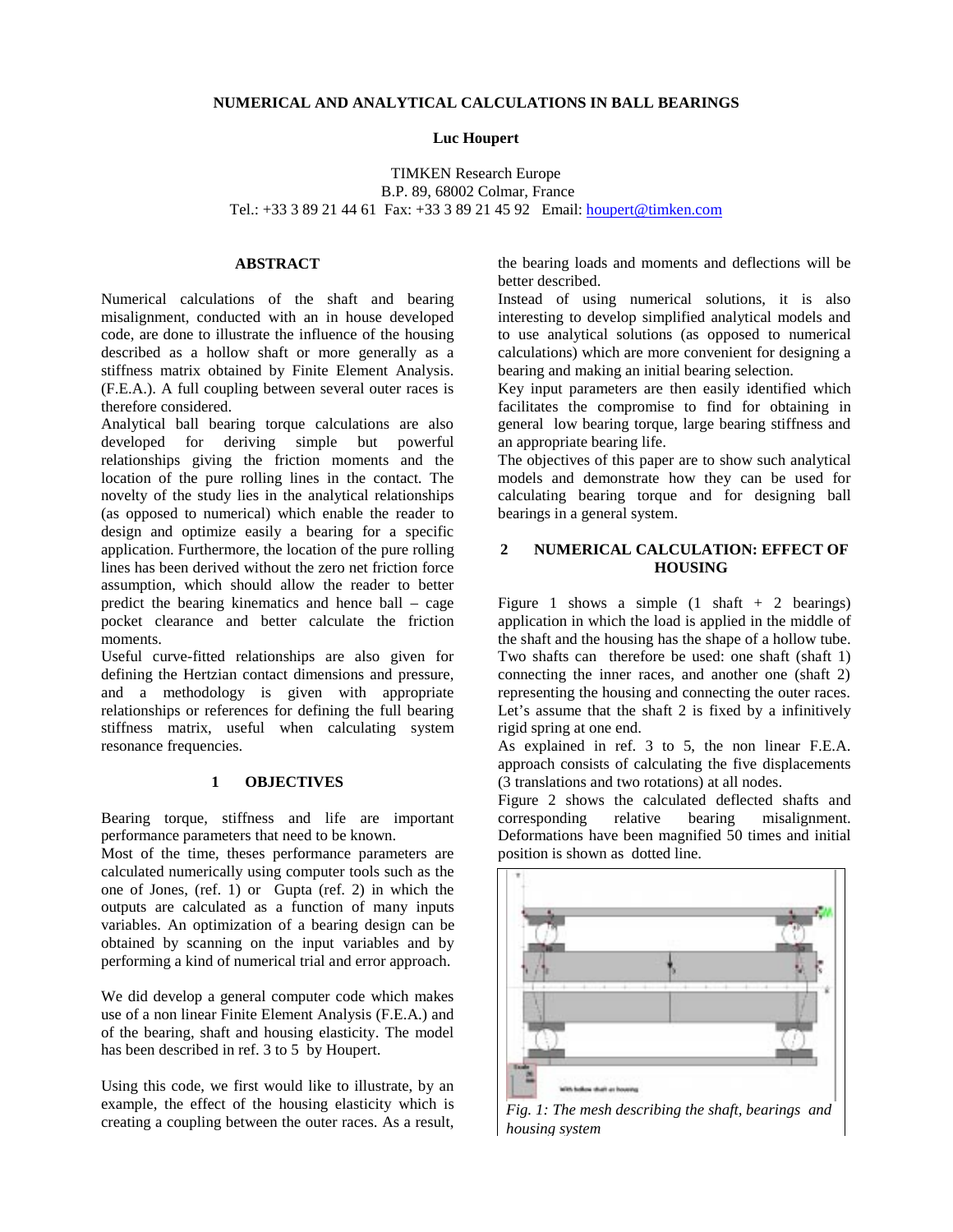# NUMERICAL AND ANALYTICAL CALCULATIONS IN BALL BEARINGS

**Luc Houpert**

TIMKEN Research Europe
B.P. 89, 68002 Colmar, France
Tel.: +33 3 89 21 44 61 Fax: +33 3 89 21 45 92 Email: houpert@timken.com

## ABSTRACT

Numerical calculations of the shaft and bearing misalignment, conducted with an in house developed code, are done to illustrate the influence of the housing described as a hollow shaft or more generally as a stiffness matrix obtained by Finite Element Analysis. (F.E.A.). A full coupling between several outer races is therefore considered.

Analytical ball bearing torque calculations are also developed for deriving simple but powerful relationships giving the friction moments and the location of the pure rolling lines in the contact. The novelty of the study lies in the analytical relationships (as opposed to numerical) which enable the reader to design and optimize easily a bearing for a specific application. Furthermore, the location of the pure rolling lines has been derived without the zero net friction force assumption, which should allow the reader to better predict the bearing kinematics and hence ball – cage pocket clearance and better calculate the friction moments.

Useful curve-fitted relationships are also given for defining the Hertzian contact dimensions and pressure, and a methodology is given with appropriate relationships or references for defining the full bearing stiffness matrix, useful when calculating system resonance frequencies.

## 1 OBJECTIVES

Bearing torque, stiffness and life are important performance parameters that need to be known.

Most of the time, theses performance parameters are calculated numerically using computer tools such as the one of Jones, (ref. 1) or Gupta (ref. 2) in which the outputs are calculated as a function of many inputs variables. An optimization of a bearing design can be obtained by scanning on the input variables and by performing a kind of numerical trial and error approach.

We did develop a general computer code which makes use of a non linear Finite Element Analysis (F.E.A.) and of the bearing, shaft and housing elasticity. The model has been described in ref. 3 to 5 by Houpert.

Using this code, we first would like to illustrate, by an example, the effect of the housing elasticity which is creating a coupling between the outer races. As a result, the bearing loads and moments and deflections will be better described.

Instead of using numerical solutions, it is also interesting to develop simplified analytical models and to use analytical solutions (as opposed to numerical calculations) which are more convenient for designing a bearing and making an initial bearing selection.

Key input parameters are then easily identified which facilitates the compromise to find for obtaining in general low bearing torque, large bearing stiffness and an appropriate bearing life.

The objectives of this paper are to show such analytical models and demonstrate how they can be used for calculating bearing torque and for designing ball bearings in a general system.

## 2 NUMERICAL CALCULATION: EFFECT OF HOUSING

Figure 1 shows a simple (1 shaft + 2 bearings) application in which the load is applied in the middle of the shaft and the housing has the shape of a hollow tube. Two shafts can therefore be used: one shaft (shaft 1) connecting the inner races, and another one (shaft 2) representing the housing and connecting the outer races. Let's assume that the shaft 2 is fixed by a infinitively rigid spring at one end.

As explained in ref. 3 to 5, the non linear F.E.A. approach consists of calculating the five displacements (3 translations and two rotations) at all nodes.

Figure 2 shows the calculated deflected shafts and corresponding relative bearing misalignment. Deformations have been magnified 50 times and initial position is shown as dotted line.

*Fig. 1: The mesh describing the shaft, bearings and housing system*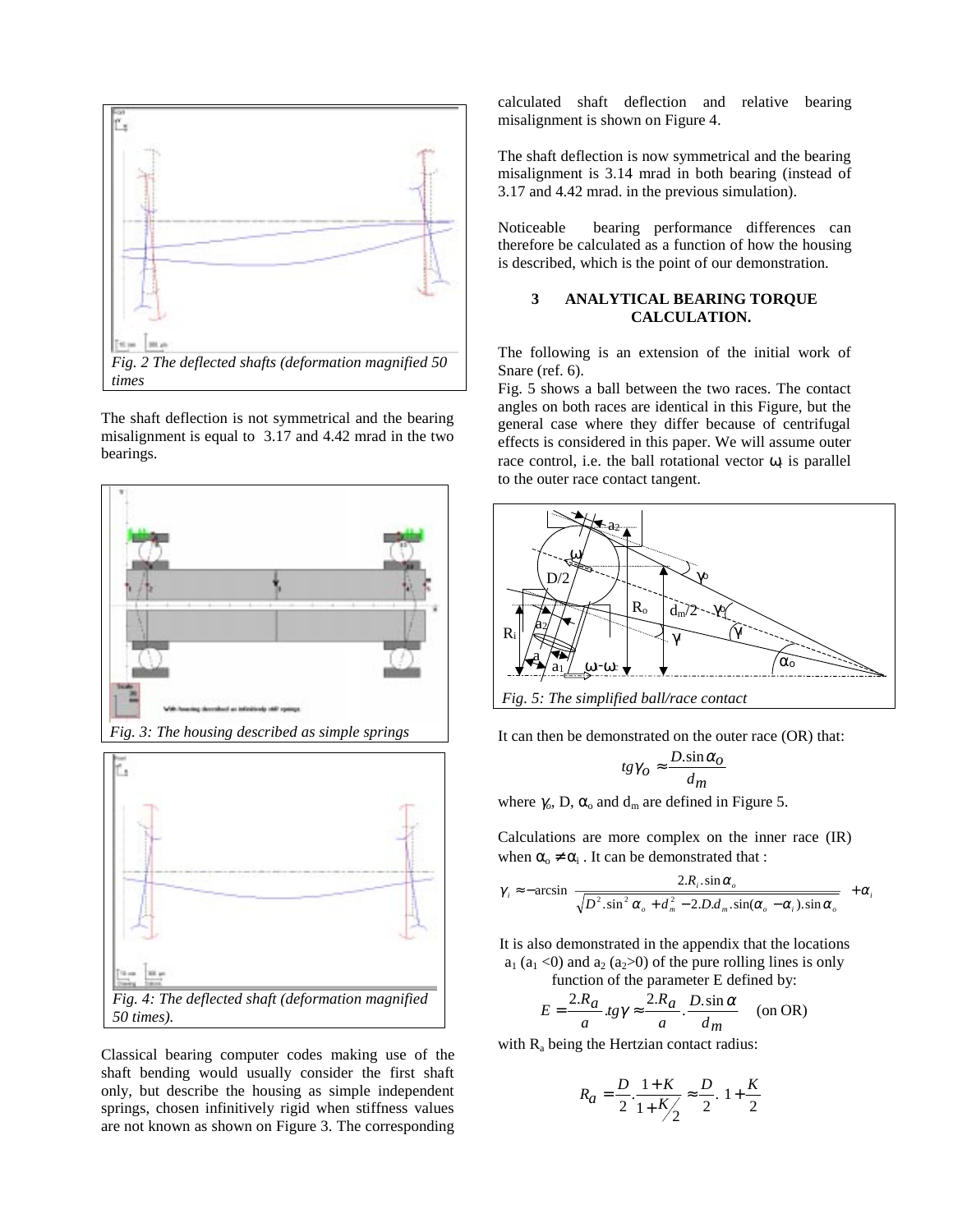Fig. 2 The deflected shafts (deformation magnified 50 times

The shaft deflection is not symmetrical and the bearing misalignment is equal to 3.17 and 4.42 mrad in the two bearings.

Fig. 3: The housing described as simple springs

Fig. 4: The deflected shaft (deformation magnified 50 times).

Classical bearing computer codes making use of the shaft bending would usually consider the first shaft only, but describe the housing as simple independent springs, chosen infinitively rigid when stiffness values are not known as shown on Figure 3. The corresponding calculated shaft deflection and relative bearing misalignment is shown on Figure 4.

The shaft deflection is now symmetrical and the bearing misalignment is 3.14 mrad in both bearing (instead of 3.17 and 4.42 mrad. in the previous simulation).

Noticeable bearing performance differences can therefore be calculated as a function of how the housing is described, which is the point of our demonstration.

## 3 ANALYTICAL BEARING TORQUE CALCULATION.

The following is an extension of the initial work of Snare (ref. 6).

Fig. 5 shows a ball between the two races. The contact angles on both races are identical in this Figure, but the general case where they differ because of centrifugal effects is considered in this paper. We will assume outer race control, i.e. the ball rotational vector $\omega_r$ is parallel to the outer race contact tangent.

Fig. 5: The simplified ball/race contact

It can then be demonstrated on the outer race (OR) that:

$$tg\gamma_o \approx \frac{D.\sin\alpha_o}{d_m}$$

where $\gamma_o$, D, $\alpha_o$ and $d_m$ are defined in Figure 5.

Calculations are more complex on the inner race (IR) when $\alpha_o \neq \alpha_i$ . It can be demonstrated that :

$$\gamma_i \approx -\arcsin\left(\frac{2.R_i.\sin\alpha_o}{\sqrt{D^2.\sin^2\alpha_o + d_m^2 - 2.D.d_m.\sin(\alpha_o - \alpha_i).\sin\alpha_o}}\right) + \alpha_i$$

It is also demonstrated in the appendix that the locations $a_1$ ($a_1 <0$) and $a_2$ ($a_2>0$) of the pure rolling lines is only function of the parameter E defined by:

$$E = \frac{2.R_a}{a}.tg\gamma \approx \frac{2.R_a}{a}.\frac{D.\sin\alpha}{d_m} \quad \text{(on OR)}$$

with $R_a$ being the Hertzian contact radius:

$$R_a = \frac{D}{2}.\frac{1+K}{1+K/2} \approx \frac{D}{2}.\left(1+\frac{K}{2}\right)$$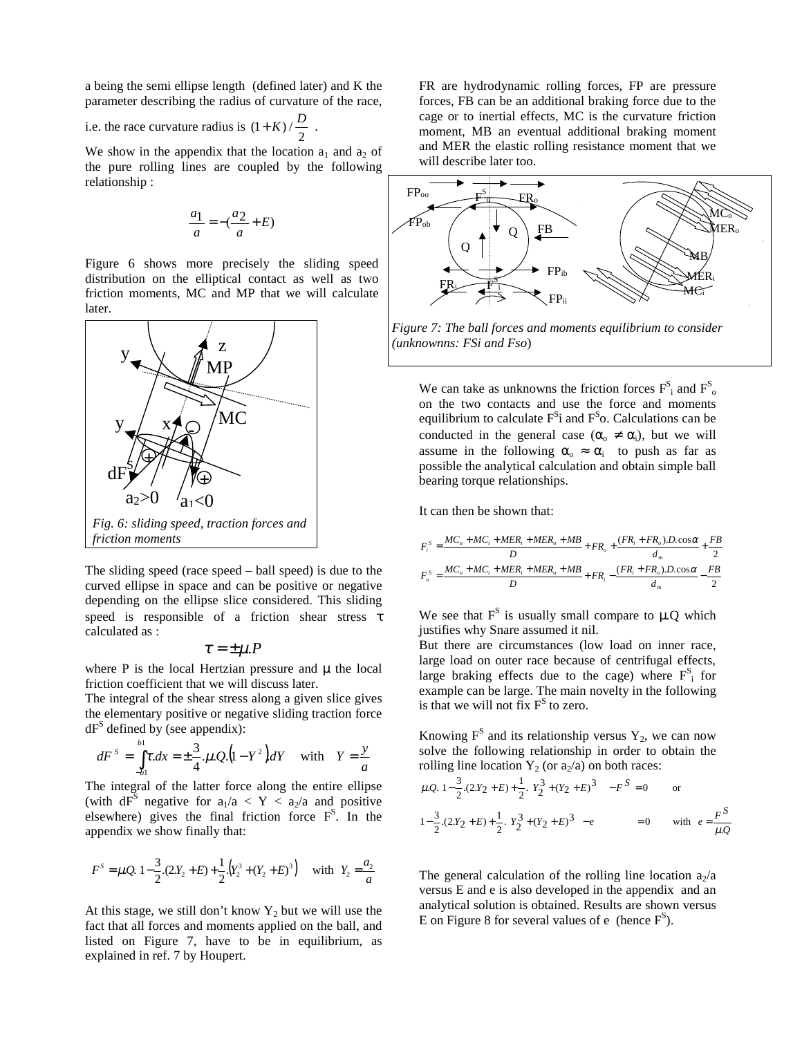a being the semi ellipse length (defined later) and K the parameter describing the radius of curvature of the race, i.e. the race curvature radius is $(1+K)/\frac{D}{2}$ .

We show in the appendix that the location $a_1$ and $a_2$ of the pure rolling lines are coupled by the following relationship :

$$\frac{a_1}{a} = -(\frac{a_2}{a} + E)$$

Figure 6 shows more precisely the sliding speed distribution on the elliptical contact as well as two friction moments, MC and MP that we will calculate later.

*Fig. 6: sliding speed, traction forces and friction moments*

The sliding speed (race speed – ball speed) is due to the curved ellipse in space and can be positive or negative depending on the ellipse slice considered. This sliding speed is responsible of a friction shear stress $\tau$ calculated as :

$$\tau = \pm\mu.P$$

where P is the local Hertzian pressure and $\mu$ the local friction coefficient that we will discuss later.

The integral of the shear stress along a given slice gives the elementary positive or negative sliding traction force $dF^S$ defined by (see appendix):

$$dF^S = \int_{-b1}^{b1} \tau.dx = \pm\frac{3}{4}.\mu.Q.(1-Y^2)dY \quad \text{with} \quad Y = \frac{y}{a}$$

The integral of the latter force along the entire ellipse (with $dF^S$ negative for $a_1/a < Y < a_2/a$ and positive elsewhere) gives the final friction force $F^S$. In the appendix we show finally that:

$$F^S = \mu Q.\left(1 - \frac{3}{2}.(2.Y_2 + E) + \frac{1}{2}.\left(Y_2^3 + (Y_2 + E)^3\right)\right) \quad \text{with} \quad Y_2 = \frac{a_2}{a}$$

At this stage, we still don't know $Y_2$ but we will use the fact that all forces and moments applied on the ball, and listed on Figure 7, have to be in equilibrium, as explained in ref. 7 by Houpert.

FR are hydrodynamic rolling forces, FP are pressure forces, FB can be an additional braking force due to the cage or to inertial effects, MC is the curvature friction moment, MB an eventual additional braking moment and MER the elastic rolling resistance moment that we will describe later too.

*Figure 7: The ball forces and moments equilibrium to consider (unknownns: FSi and Fso)*

We can take as unknowns the friction forces $F^S_i$ and $F^S_o$ on the two contacts and use the force and moments equilibrium to calculate $F^S i$ and $F^S o$. Calculations can be conducted in the general case ($\alpha_o \neq \alpha_i$), but we will assume in the following $\alpha_o \approx \alpha_i$ to push as far as possible the analytical calculation and obtain simple ball bearing torque relationships.

It can then be shown that:

$$F_i^S = \frac{MC_o + MC_i + MER_i + MER_o + MB}{D} + FR_o + \frac{(FR_i + FR_o).D.\cos\alpha}{d_m} + \frac{FB}{2}$$

$$F_o^S = \frac{MC_o + MC_i + MER_i + MER_o + MB}{D} + FR_i - \frac{(FR_i + FR_o).D.\cos\alpha}{d_m} - \frac{FB}{2}$$

We see that $F^S$ is usually small compare to $\mu.Q$ which justifies why Snare assumed it nil.

But there are circumstances (low load on inner race, large load on outer race because of centrifugal effects, large braking effects due to the cage) where $F^S_i$ for example can be large. The main novelty in the following is that we will not fix $F^S$ to zero.

Knowing $F^S$ and its relationship versus $Y_2$, we can now solve the following relationship in order to obtain the rolling line location $Y_2$ (or $a_2/a$) on both races:

$$\mu Q.\left(1 - \frac{3}{2}.(2.Y_2 + E) + \frac{1}{2}.\left(Y_2^3 + (Y_2 + E)^3\right)\right) - F^S = 0 \qquad \text{or}$$

$$\left(1 - \frac{3}{2}.(2.Y_2 + E) + \frac{1}{2}.\left(Y_2^3 + (Y_2 + E)^3\right) - e\right) = 0 \qquad \text{with} \quad e = \frac{F^S}{\mu Q}$$

The general calculation of the rolling line location $a_2/a$ versus E and e is also developed in the appendix and an analytical solution is obtained. Results are shown versus E on Figure 8 for several values of e (hence $F^S$).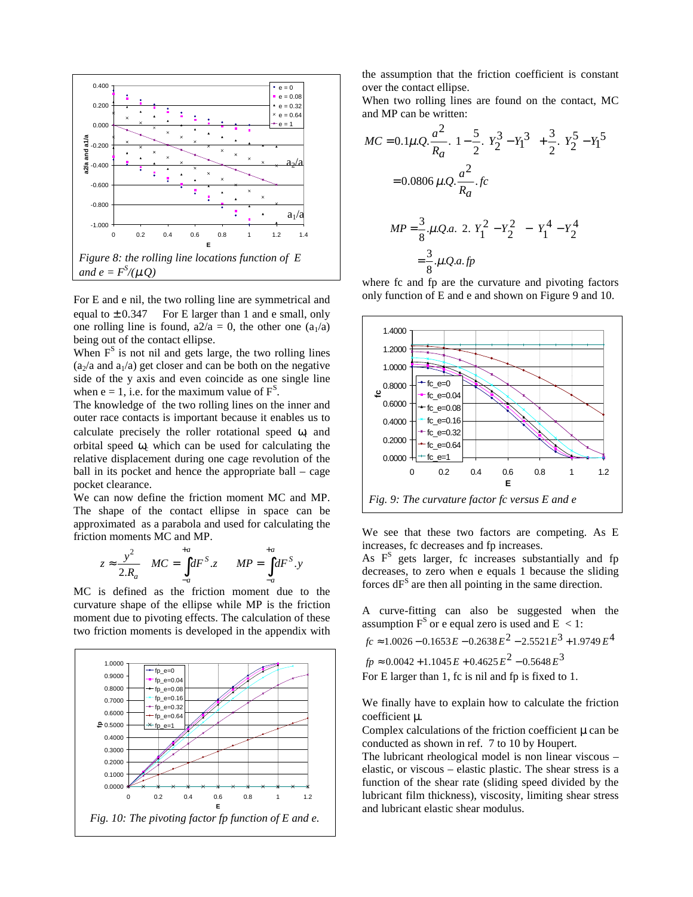Figure 8: the rolling line locations function of $E$ and $e = F^S/(\mu Q)$

For E and e nil, the two rolling line are symmetrical and equal to $\pm 0.347$ For E larger than 1 and e small, only one rolling line is found, $a2/a = 0$, the other one ($a_1/a$) being out of the contact ellipse.

When $F^S$ is not nil and gets large, the two rolling lines ($a_2/a$ and $a_1/a$) get closer and can be both on the negative side of the y axis and even coincide as one single line when $e = 1$, i.e. for the maximum value of $F^S$.

The knowledge of the two rolling lines on the inner and outer race contacts is important because it enables us to calculate precisely the roller rotational speed $\omega_r$ and orbital speed $\omega_c$ which can be used for calculating the relative displacement during one cage revolution of the ball in its pocket and hence the appropriate ball – cage pocket clearance.

We can now define the friction moment MC and MP. The shape of the contact ellipse in space can be approximated as a parabola and used for calculating the friction moments MC and MP.

$$z \approx \frac{y^2}{2.R_a} \quad MC = \int_{-a}^{+a} dF^S.z \quad MP = \int_{-a}^{+a} dF^S.y$$

MC is defined as the friction moment due to the curvature shape of the ellipse while MP is the friction moment due to pivoting effects. The calculation of these two friction moments is developed in the appendix with the assumption that the friction coefficient is constant over the contact ellipse.

When two rolling lines are found on the contact, MC and MP can be written:

$$MC = 0.1\mu.Q.\frac{a^2}{R_a}.\left(1 - \frac{5}{2}.\left(Y_2^3 - Y_1^3\right) + \frac{3}{2}.\left(Y_2^5 - Y_1^5\right)\right)$$

$$= 0.0806\,\mu.Q.\frac{a^2}{R_a}.fc$$

$$MP = \frac{3}{8}.\mu.Q.a.\left(2.\left(Y_1^2 - Y_2^2\right) - \left(Y_1^4 - Y_2^4\right)\right)$$

$$= \frac{3}{8}.\mu.Q.a.fp$$

where fc and fp are the curvature and pivoting factors only function of E and e and shown on Figure 9 and 10.

Fig. 9: The curvature factor fc versus E and e

Fig. 10: The pivoting factor fp function of E and e.

We see that these two factors are competing. As E increases, fc decreases and fp increases.

As $F^S$ gets larger, fc increases substantially and fp decreases, to zero when e equals 1 because the sliding forces $dF^S$ are then all pointing in the same direction.

A curve-fitting can also be suggested when the assumption $F^S$ or e equal zero is used and $E < 1$:

$$fc \approx 1.0026 - 0.1653E - 0.2638E^2 - 2.5521E^3 + 1.9749E^4$$

$$fp \approx 0.0042 + 1.1045E + 0.4625E^2 - 0.5648E^3$$

For E larger than 1, fc is nil and fp is fixed to 1.

We finally have to explain how to calculate the friction coefficient $\mu$.

Complex calculations of the friction coefficient $\mu$ can be conducted as shown in ref. 7 to 10 by Houpert.

The lubricant rheological model is non linear viscous – elastic, or viscous – elastic plastic. The shear stress is a function of the shear rate (sliding speed divided by the lubricant film thickness), viscosity, limiting shear stress and lubricant elastic shear modulus.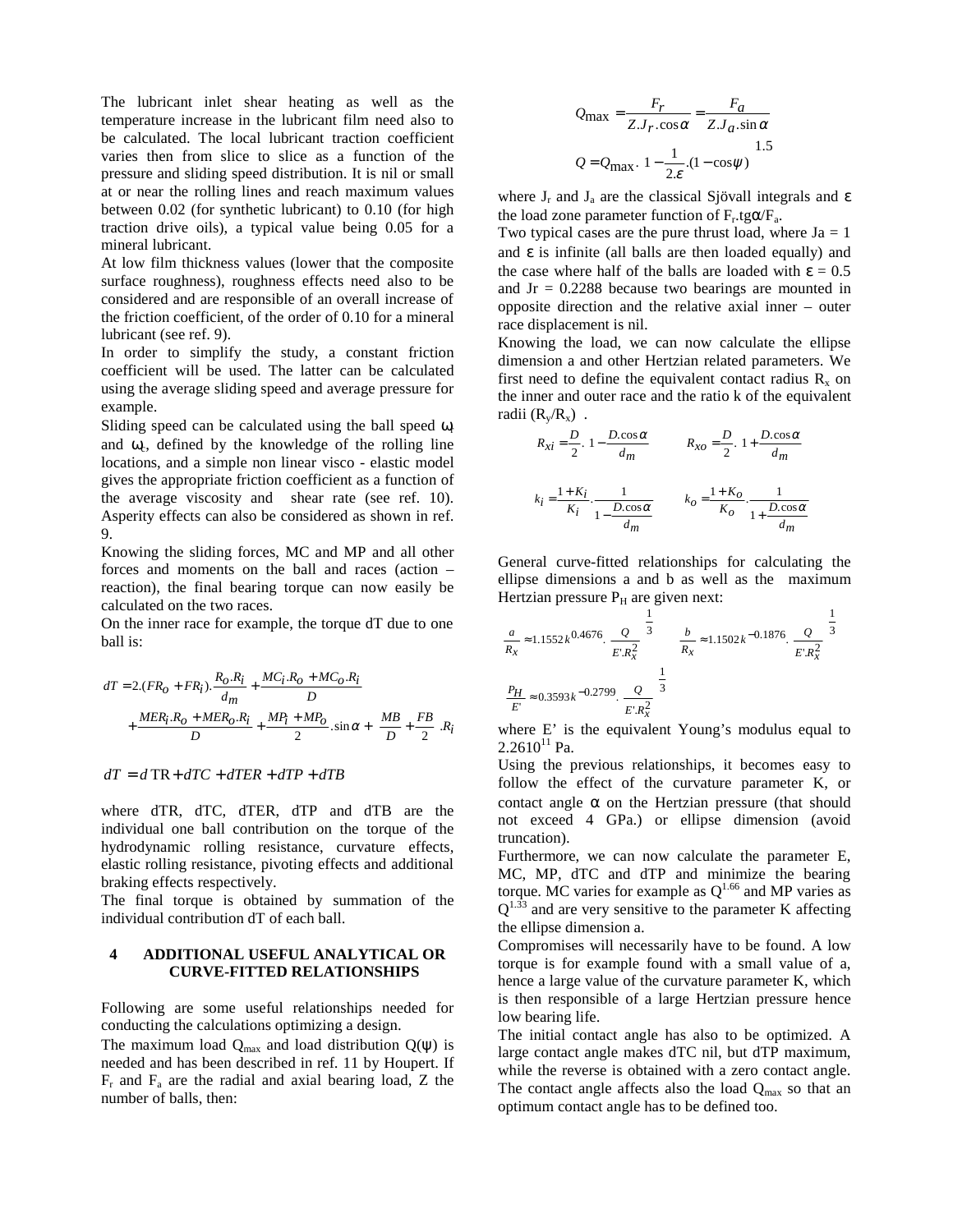The lubricant inlet shear heating as well as the temperature increase in the lubricant film need also to be calculated. The local lubricant traction coefficient varies then from slice to slice as a function of the pressure and sliding speed distribution. It is nil or small at or near the rolling lines and reach maximum values between 0.02 (for synthetic lubricant) to 0.10 (for high traction drive oils), a typical value being 0.05 for a mineral lubricant.

At low film thickness values (lower that the composite surface roughness), roughness effects need also to be considered and are responsible of an overall increase of the friction coefficient, of the order of 0.10 for a mineral lubricant (see ref. 9).

In order to simplify the study, a constant friction coefficient will be used. The latter can be calculated using the average sliding speed and average pressure for example.

Sliding speed can be calculated using the ball speed $\omega_r$ and $\omega_s$, defined by the knowledge of the rolling line locations, and a simple non linear visco - elastic model gives the appropriate friction coefficient as a function of the average viscosity and shear rate (see ref. 10). Asperity effects can also be considered as shown in ref. 9.

Knowing the sliding forces, MC and MP and all other forces and moments on the ball and races (action – reaction), the final bearing torque can now easily be calculated on the two races.

On the inner race for example, the torque dT due to one ball is:

$$dT = 2.(FR_O + FR_i).\frac{R_O.R_i}{d_m} + \frac{MC_i.R_O + MC_O.R_i}{D} + \frac{MER_i.R_O + MER_O.R_i}{D} + \frac{MP_i + MP_O}{2}.\sin\alpha + \left(\frac{MB}{D} + \frac{FB}{2}\right).R_i$$

$$dT = d\,\mathrm{TR} + dTC + dTER + dTP + dTB$$

where dTR, dTC, dTER, dTP and dTB are the individual one ball contribution on the torque of the hydrodynamic rolling resistance, curvature effects, elastic rolling resistance, pivoting effects and additional braking effects respectively.

The final torque is obtained by summation of the individual contribution dT of each ball.

## 4 ADDITIONAL USEFUL ANALYTICAL OR CURVE-FITTED RELATIONSHIPS

Following are some useful relationships needed for conducting the calculations optimizing a design.

The maximum load $Q_{max}$ and load distribution $Q(\psi)$ is needed and has been described in ref. 11 by Houpert. If $F_r$ and $F_a$ are the radial and axial bearing load, Z the number of balls, then:

$$Q_{max} = \frac{F_r}{Z.J_r.\cos\alpha} = \frac{F_a}{Z.J_a.\sin\alpha}$$

$$Q = Q_{max}.\left[1 - \frac{1}{2.\varepsilon}.(1 - \cos\psi)\right]^{1.5}$$

where $J_r$ and $J_a$ are the classical Sjövall integrals and $\varepsilon$ the load zone parameter function of $F_r.\mathrm{tg}\alpha/F_a$.

Two typical cases are the pure thrust load, where Ja = 1 and $\varepsilon$ is infinite (all balls are then loaded equally) and the case where half of the balls are loaded with $\varepsilon = 0.5$ and Jr = 0.2288 because two bearings are mounted in opposite direction and the relative axial inner – outer race displacement is nil.

Knowing the load, we can now calculate the ellipse dimension a and other Hertzian related parameters. We first need to define the equivalent contact radius $R_x$ on the inner and outer race and the ratio k of the equivalent radii $(R_y/R_x)$ .

$$R_{xi} = \frac{D}{2}.\left(1 - \frac{D.\cos\alpha}{d_m}\right) \qquad R_{xo} = \frac{D}{2}.\left(1 + \frac{D.\cos\alpha}{d_m}\right)$$

$$k_i = \frac{1+K_i}{K_i}.\frac{1}{1 - \frac{D.\cos\alpha}{d_m}} \qquad k_o = \frac{1+K_o}{K_o}.\frac{1}{1 + \frac{D.\cos\alpha}{d_m}}$$

General curve-fitted relationships for calculating the ellipse dimensions a and b as well as the maximum Hertzian pressure $P_H$ are given next:

$$\frac{a}{R_x} \approx 1.1552\,k^{0.4676}.\left(\frac{Q}{E'.R_x^2}\right)^{\frac{1}{3}} \qquad \frac{b}{R_x} \approx 1.1502\,k^{-0.1876}.\left(\frac{Q}{E'.R_x^2}\right)^{\frac{1}{3}}$$

$$\frac{P_H}{E'} \approx 0.3593\,k^{-0.2799}.\left(\frac{Q}{E'.R_x^2}\right)^{\frac{1}{3}}$$

where E' is the equivalent Young's modulus equal to $2.26\,10^{11}$ Pa.

Using the previous relationships, it becomes easy to follow the effect of the curvature parameter K, or contact angle $\alpha$ on the Hertzian pressure (that should not exceed 4 GPa.) or ellipse dimension (avoid truncation).

Furthermore, we can now calculate the parameter E, MC, MP, dTC and dTP and minimize the bearing torque. MC varies for example as $Q^{1.66}$ and MP varies as $Q^{1.33}$ and are very sensitive to the parameter K affecting the ellipse dimension a.

Compromises will necessarily have to be found. A low torque is for example found with a small value of a, hence a large value of the curvature parameter K, which is then responsible of a large Hertzian pressure hence low bearing life.

The initial contact angle has also to be optimized. A large contact angle makes dTC nil, but dTP maximum, while the reverse is obtained with a zero contact angle. The contact angle affects also the load $Q_{max}$ so that an optimum contact angle has to be defined too.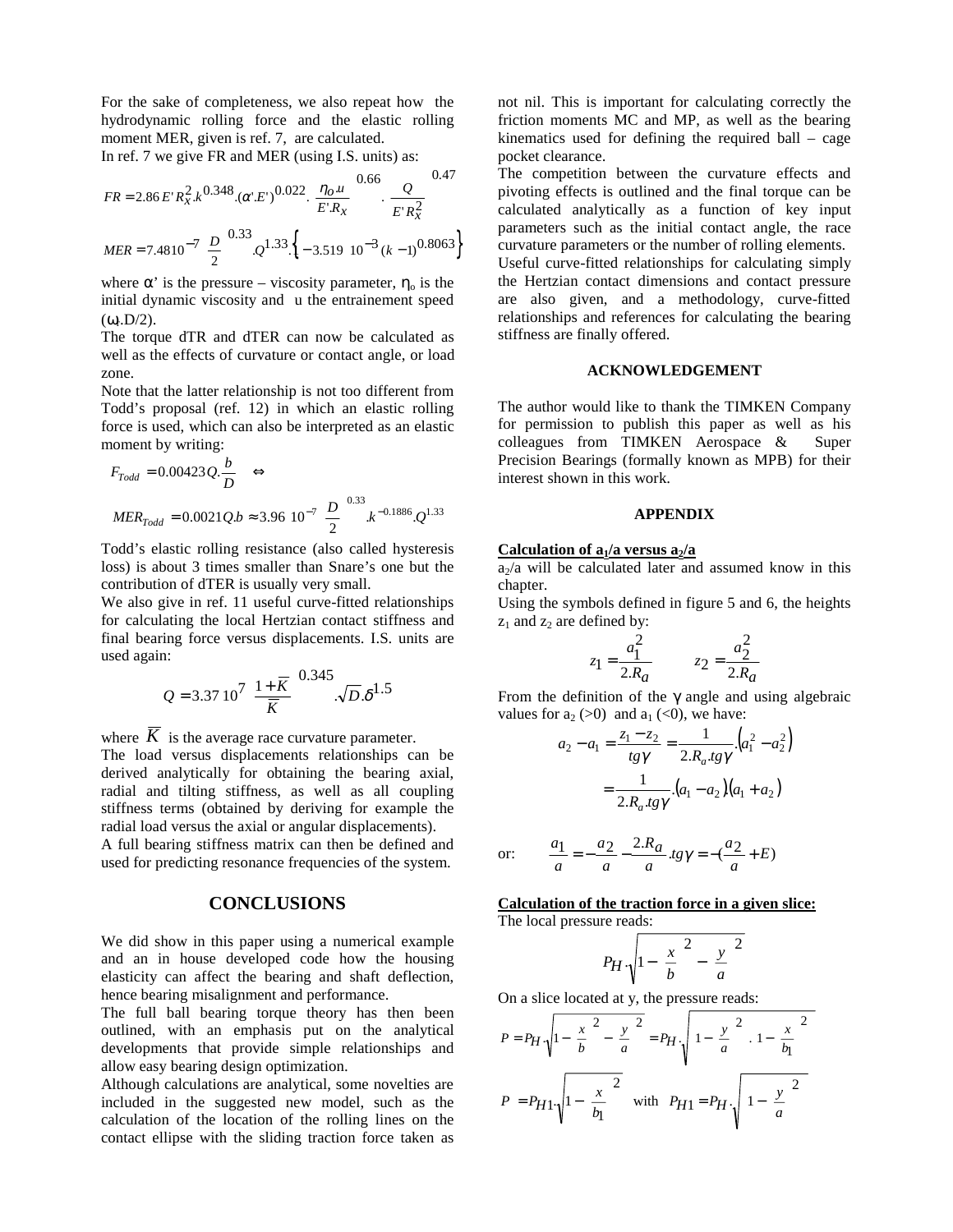For the sake of completeness, we also repeat how the hydrodynamic rolling force and the elastic rolling moment MER, given is ref. 7, are calculated.

In ref. 7 we give FR and MER (using I.S. units) as:

$$FR = 2.86\,E'\,R_x^2.k^{0.348}.(\alpha'.E')^{0.022}.\left(\frac{\eta_o.u}{E'.R_x}\right)^{0.66}.\left(\frac{Q}{E'\,R_x^2}\right)^{0.47}$$

$$MER = 7.48\,10^{-7}\left(\frac{D}{2}\right)^{0.33}.Q^{1.33}.\left\{1-3.519\;10^{-3}(k-1)^{0.8063}\right\}$$

where $\alpha'$ is the pressure – viscosity parameter, $\eta_o$ is the initial dynamic viscosity and u the entrainement speed ($\omega$.D/2).

The torque dTR and dTER can now be calculated as well as the effects of curvature or contact angle, or load zone.

Note that the latter relationship is not too different from Todd's proposal (ref. 12) in which an elastic rolling force is used, which can also be interpreted as an elastic moment by writing:

$$F_{Todd} = 0.00423\,Q.\frac{b}{D} \quad \Leftrightarrow$$

$$MER_{Todd} = 0.0021\,Q.b \approx 3.96\;10^{-7}\left(\frac{D}{2}\right)^{0.33}.k^{-0.1886}.Q^{1.33}$$

Todd's elastic rolling resistance (also called hysteresis loss) is about 3 times smaller than Snare's one but the contribution of dTER is usually very small.

We also give in ref. 11 useful curve-fitted relationships for calculating the local Hertzian contact stiffness and final bearing force versus displacements. I.S. units are used again:

$$Q = 3.37\,10^{7}\left(\frac{1+\overline{K}}{\overline{K}}\right)^{0.345}.\sqrt{D}.\delta^{1.5}$$

where $\overline{K}$ is the average race curvature parameter.

The load versus displacements relationships can be derived analytically for obtaining the bearing axial, radial and tilting stiffness, as well as all coupling stiffness terms (obtained by deriving for example the radial load versus the axial or angular displacements).

A full bearing stiffness matrix can then be defined and used for predicting resonance frequencies of the system.

## CONCLUSIONS

We did show in this paper using a numerical example and an in house developed code how the housing elasticity can affect the bearing and shaft deflection, hence bearing misalignment and performance.

The full ball bearing torque theory has then been outlined, with an emphasis put on the analytical developments that provide simple relationships and allow easy bearing design optimization.

Although calculations are analytical, some novelties are included in the suggested new model, such as the calculation of the location of the rolling lines on the contact ellipse with the sliding traction force taken as not nil. This is important for calculating correctly the friction moments MC and MP, as well as the bearing kinematics used for defining the required ball – cage pocket clearance.

The competition between the curvature effects and pivoting effects is outlined and the final torque can be calculated analytically as a function of key input parameters such as the initial contact angle, the race curvature parameters or the number of rolling elements.

Useful curve-fitted relationships for calculating simply the Hertzian contact dimensions and contact pressure are also given, and a methodology, curve-fitted relationships and references for calculating the bearing stiffness are finally offered.

## ACKNOWLEDGEMENT

The author would like to thank the TIMKEN Company for permission to publish this paper as well as his colleagues from TIMKEN Aerospace & Super Precision Bearings (formally known as MPB) for their interest shown in this work.

## APPENDIX

**Calculation of $a_1/a$ versus $a_2/a$**

$a_2/a$ will be calculated later and assumed know in this chapter.

Using the symbols defined in figure 5 and 6, the heights $z_1$ and $z_2$ are defined by:

$$z_1 = \frac{a_1^2}{2.R_a} \qquad z_2 = \frac{a_2^2}{2.R_a}$$

From the definition of the $\gamma$ angle and using algebraic values for $a_2$ (>0) and $a_1$ (<0), we have:

$$a_2 - a_1 = \frac{z_1 - z_2}{tg\gamma} = \frac{1}{2.R_a.tg\gamma}.\left(a_1^2 - a_2^2\right)$$

$$= \frac{1}{2.R_a.tg\gamma}.\left(a_1 - a_2\right)\left(a_1 + a_2\right)$$

or: $$\frac{a_1}{a} = -\frac{a_2}{a} - \frac{2.R_a}{a}.tg\gamma = -\left(\frac{a_2}{a} + E\right)$$

**Calculation of the traction force in a given slice:**

The local pressure reads:

$$P_H.\sqrt{1-\left(\frac{x}{b}\right)^2 - \left(\frac{y}{a}\right)^2}$$

On a slice located at y, the pressure reads:

$$P = P_H.\sqrt{1-\left(\frac{x}{b}\right)^2 - \left(\frac{y}{a}\right)^2} = P_H.\sqrt{\left(1-\left(\frac{y}{a}\right)^2\right).\left(1-\left(\frac{x}{b_1}\right)^2\right)}$$

$$P = P_{H1}.\sqrt{1-\left(\frac{x}{b_1}\right)^2} \quad \text{with} \quad P_{H1} = P_H.\sqrt{1-\left(\frac{y}{a}\right)^2}$$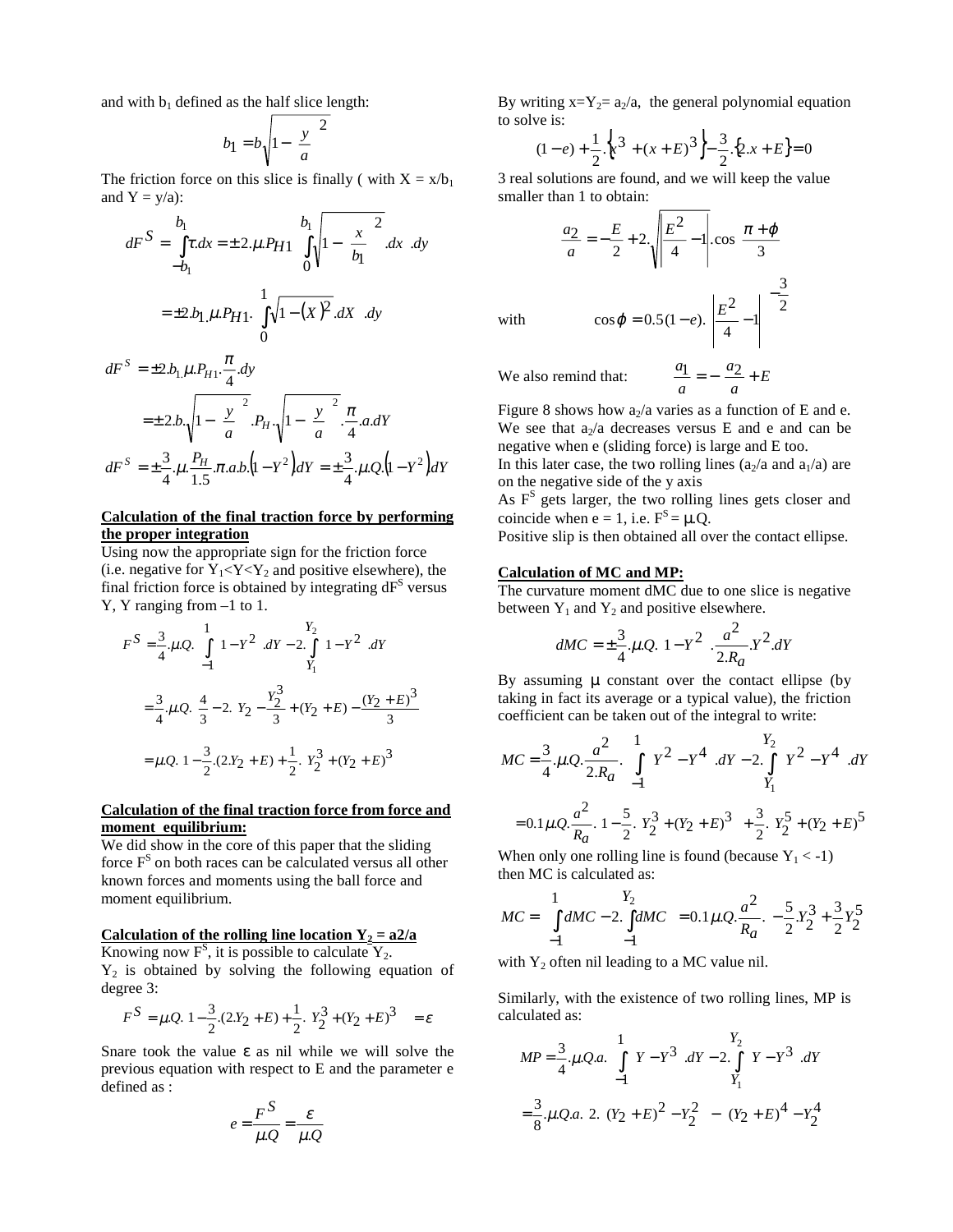and with $b_1$ defined as the half slice length:

$$b_1 = b\sqrt{1-\left(\frac{y}{a}\right)^2}$$

The friction force on this slice is finally ( with $X = x/b_1$ and $Y = y/a$):

$$dF^S = \left(\int_{-b_1}^{b_1} \tau.dx\right) = \pm 2.\mu.P_{H1}\left(\int_0^{b_1}\sqrt{1-\left(\frac{x}{b_1}\right)^2}.dx\right).dy$$

$$= \pm 2.b_1.\mu.P_{H1}.\left(\int_0^1 \sqrt{1-(X)^2}.dX\right).dy$$

$$dF^S = \pm 2.b_1.\mu.P_{H1}.\frac{\pi}{4}.dy$$

$$= \pm 2.b.\sqrt{1-\left(\frac{y}{a}\right)^2}.P_H.\sqrt{1-\left(\frac{y}{a}\right)^2}.\frac{\pi}{4}.a.dY$$

$$dF^S = \pm\frac{3}{4}.\mu.\frac{P_H}{1.5}.\pi.a.b.\left(1-Y^2\right)dY = \pm\frac{3}{4}.\mu.Q.\left(1-Y^2\right)dY$$

**Calculation of the final traction force by performing the proper integration**

Using now the appropriate sign for the friction force (i.e. negative for $Y_1<Y<Y_2$ and positive elsewhere), the final friction force is obtained by integrating $dF^S$ versus Y, Y ranging from –1 to 1.

$$F^S = \frac{3}{4}.\mu.Q.\left(\int_{-1}^{1}\left(1-Y^2\right).dY - 2.\int_{Y_1}^{Y_2}\left(1-Y^2\right).dY\right)$$

$$= \frac{3}{4}.\mu.Q.\left(\frac{4}{3} - 2.\left(Y_2 - \frac{Y_2^3}{3} + (Y_2+E) - \frac{(Y_2+E)^3}{3}\right)\right)$$

$$= \mu.Q.\left(1 - \frac{3}{2}.(2.Y_2+E) + \frac{1}{2}.\left(Y_2^3 + (Y_2+E)^3\right)\right)$$

**Calculation of the final traction force from force and moment equilibrium:**

We did show in the core of this paper that the sliding force $F^S$ on both races can be calculated versus all other known forces and moments using the ball force and moment equilibrium.

**Calculation of the rolling line location $Y_2 = a2/a$**

Knowing now $F^S$, it is possible to calculate $Y_2$.

$Y_2$ is obtained by solving the following equation of degree 3:

$$F^S = \mu.Q.\left(1-\frac{3}{2}.(2.Y_2+E) + \frac{1}{2}.\left(Y_2^3 + (Y_2+E)^3\right)\right) = \varepsilon$$

Snare took the value $\varepsilon$ as nil while we will solve the previous equation with respect to E and the parameter e defined as :

$$e = \frac{F^S}{\mu.Q} = \frac{\varepsilon}{\mu.Q}$$

By writing $x=Y_2= a_2/a$, the general polynomial equation to solve is:

$$(1-e) + \frac{1}{2}.\left\{x^3 + (x+E)^3\right\} - \frac{3}{2}.\left\{2.x+E\right\} = 0$$

3 real solutions are found, and we will keep the value smaller than 1 to obtain:

$$\frac{a_2}{a} = -\frac{E}{2} + 2.\sqrt{\left|\frac{E^2}{4}-1\right|}.\cos\left(\frac{\pi+\varphi}{3}\right)$$

with $$\cos\varphi = 0.5(1-e).\left|\frac{E^2}{4}-1\right|^{-\frac{3}{2}}$$

We also remind that: $$\frac{a_1}{a} = -\frac{a_2}{a} + E$$

Figure 8 shows how $a_2/a$ varies as a function of E and e. We see that $a_2/a$ decreases versus E and e and can be negative when e (sliding force) is large and E too.

In this later case, the two rolling lines ($a_2/a$ and $a_1/a$) are on the negative side of the y axis

As $F^S$ gets larger, the two rolling lines gets closer and coincide when e = 1, i.e. $F^S = \mu.Q$.

Positive slip is then obtained all over the contact ellipse.

**Calculation of MC and MP:**

The curvature moment dMC due to one slice is negative between $Y_1$ and $Y_2$ and positive elsewhere.

$$dMC = \pm\frac{3}{4}.\mu.Q.\left(1-Y^2\right).\frac{a^2}{2.R_a}.Y^2.dY$$

By assuming $\mu$ constant over the contact ellipse (by taking in fact its average or a typical value), the friction coefficient can be taken out of the integral to write:

$$MC = \frac{3}{4}.\mu.Q.\frac{a^2}{2.R_a}.\left(\int_{-1}^{1}\left(Y^2-Y^4\right).dY - 2.\int_{Y_1}^{Y_2}\left(Y^2-Y^4\right).dY\right)$$

$$= 0.1\mu.Q.\frac{a^2}{R_a}.\left(1-\frac{5}{2}.\left(Y_2^3+(Y_2+E)^3\right) + \frac{3}{2}.\left(Y_2^5+(Y_2+E)^5\right)\right)$$

When only one rolling line is found (because $Y_1 < -1$) then MC is calculated as:

$$MC = \left(\int_{-1}^{1} dMC - 2.\int_{-1}^{Y_2} dMC\right) = 0.1\mu.Q.\frac{a^2}{R_a}.\left(-\frac{5}{2}.Y_2^3 + \frac{3}{2}Y_2^5\right)$$

with $Y_2$ often nil leading to a MC value nil.

Similarly, with the existence of two rolling lines, MP is calculated as:

$$MP = \frac{3}{4}.\mu.Q.a.\left(\int_{-1}^{1}\left(Y-Y^3\right).dY - 2.\int_{Y_1}^{Y_2}\left(Y-Y^3\right).dY\right)$$

$$= \frac{3}{8}.\mu.Q.a.\left(2.\left((Y_2+E)^2 - Y_2^2\right) - \left((Y_2+E)^4 - Y_2^4\right)\right)$$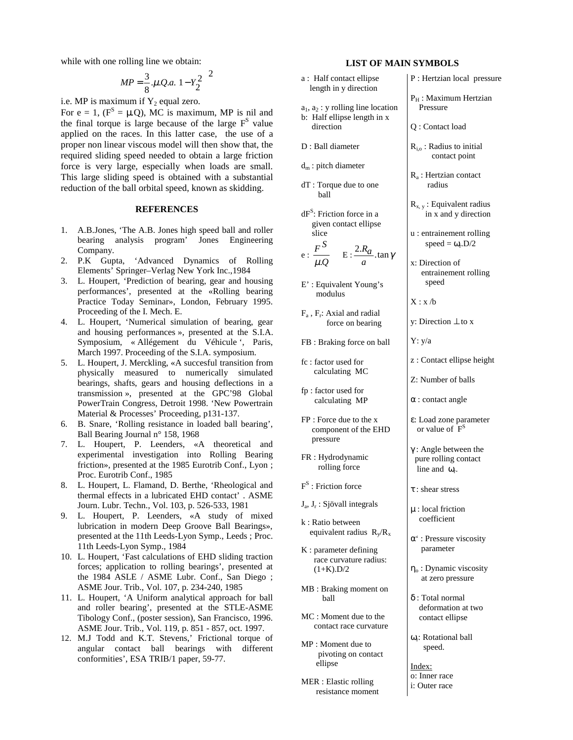while with one rolling line we obtain:

$$MP = \frac{3}{8}.\mu.Q.a.\left(1 - Y_2^2\right)^2$$

i.e. MP is maximum if $Y_2$ equal zero.

For e = 1, ($F^S = \mu.Q$), MC is maximum, MP is nil and the final torque is large because of the large $F^S$ value applied on the races. In this latter case, the use of a proper non linear viscous model will then show that, the required sliding speed needed to obtain a large friction force is very large, especially when loads are small. This large sliding speed is obtained with a substantial reduction of the ball orbital speed, known as skidding.

## REFERENCES

1. A.B.Jones, 'The A.B. Jones high speed ball and roller bearing analysis program' Jones Engineering Company.
2. P.K Gupta, 'Advanced Dynamics of Rolling Elements' Springer–Verlag New York Inc.,1984
3. L. Houpert, 'Prediction of bearing, gear and housing performances', presented at the «Rolling bearing Practice Today Seminar», London, February 1995. Proceeding of the I. Mech. E.
4. L. Houpert, 'Numerical simulation of bearing, gear and housing performances », presented at the S.I.A. Symposium, « Allégement du Véhicule ', Paris, March 1997. Proceeding of the S.I.A. symposium.
5. L. Houpert, J. Merckling, «A succesful transition from physically measured to numerically simulated bearings, shafts, gears and housing deflections in a transmission », presented at the GPC'98 Global PowerTrain Congress, Detroit 1998. 'New Powertrain Material & Processes' Proceeding, p131-137.
6. B. Snare, 'Rolling resistance in loaded ball bearing', Ball Bearing Journal n° 158, 1968
7. L. Houpert, P. Leenders, «A theoretical and experimental investigation into Rolling Bearing friction», presented at the 1985 Eurotrib Conf., Lyon ; Proc. Eurotrib Conf., 1985
8. L. Houpert, L. Flamand, D. Berthe, 'Rheological and thermal effects in a lubricated EHD contact' . ASME Journ. Lubr. Techn., Vol. 103, p. 526-533, 1981
9. L. Houpert, P. Leenders, «A study of mixed lubrication in modern Deep Groove Ball Bearings», presented at the 11th Leeds-Lyon Symp., Leeds ; Proc. 11th Leeds-Lyon Symp., 1984
10. L. Houpert, 'Fast calculations of EHD sliding traction forces; application to rolling bearings', presented at the 1984 ASLE / ASME Lubr. Conf., San Diego ; ASME Jour. Trib., Vol. 107, p. 234-240, 1985
11. L. Houpert, 'A Uniform analytical approach for ball and roller bearing', presented at the STLE-ASME Tibology Conf., (poster session), San Francisco, 1996. ASME Jour. Trib., Vol. 119, p. 851 - 857, oct. 1997.
12. M.J Todd and K.T. Stevens,' Frictional torque of angular contact ball bearings with different conformities', ESA TRIB/1 paper, 59-77.

## LIST OF MAIN SYMBOLS

a : Half contact ellipse length in y direction

$a_1$, $a_2$ : y rolling line location

b: Half ellipse length in x direction

D : Ball diameter

$d_m$ : pitch diameter

dT : Torque due to one ball

$dF^S$: Friction force in a given contact ellipse slice

e : $\dfrac{F^S}{\mu.Q}$ E : $\dfrac{2.R_a}{a}.\tan\gamma$

E' : Equivalent Young's modulus

$F_a$ , $F_r$: Axial and radial force on bearing

FB : Braking force on ball

fc : factor used for calculating MC

fp : factor used for calculating MP

FP : Force due to the x component of the EHD pressure

FR : Hydrodynamic rolling force

$F^S$ : Friction force

$J_a$, $J_r$ : Sjövall integrals

k : Ratio between equivalent radius $R_y/R_x$

K : parameter defining race curvature radius: (1+K).D/2

MB : Braking moment on ball

MC : Moment due to the contact race curvature

MP : Moment due to pivoting on contact ellipse

MER : Elastic rolling resistance moment

P : Hertzian local pressure

$P_H$ : Maximum Hertzian Pressure

Q : Contact load

$R_{i,o}$ : Radius to initial contact point

$R_a$ : Hertzian contact radius

$R_{x,y}$ : Equivalent radius in x and y direction

u : entrainement rolling speed = $\omega_1$.D/2

x: Direction of entrainement rolling speed

X : x /b

y: Direction ⊥ to x

Y: y/a

z : Contact ellipse height

Z: Number of balls

α : contact angle

ε: Load zone parameter or value of $F^S$

γ : Angle between the pure rolling contact line and $\omega_1$.

τ : shear stress

μ : local friction coefficient

α' : Pressure viscosity parameter

$\eta_o$ : Dynamic viscosity at zero pressure

δ : Total normal deformation at two contact ellipse

$\omega_1$: Rotational ball speed.

Index:
o: Inner race
i: Outer race